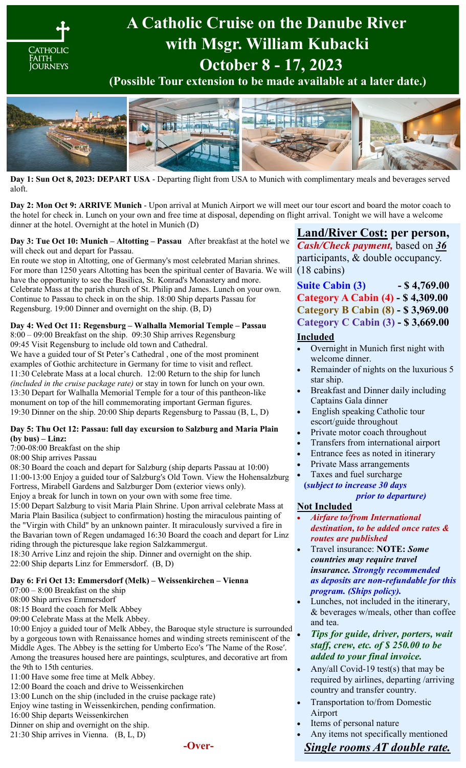# A Catholic Cruise on the Danube River with Msgr. William Kubacki

# October 8 - 17, 2023

**(Possible Tour extension to be made available at a later date.)**

**Day 1: Sun Oct 8, 2023: DEPART USA** - Departing flight from USA to Munich with complimentary meals and beverages served aloft.

**Day 2: Mon Oct 9: ARRIVE Munich** - Upon arrival at Munich Airport we will meet our tour escort and board the motor coach to the hotel for check in. Lunch on your own and free time at disposal, depending on flight arrival. Tonight we will have a welcome dinner at the hotel. Overnight at the hotel in Munich (D)

**Day 3: Tue Oct 10: Munich – Altotting – Passau** After breakfast at the hotel we will check out and depart for Passau.
En route we stop in Altotting, one of Germany's most celebrated Marian shrines. For more than 1250 years Altotting has been the spiritual center of Bavaria. We will have the opportunity to see the Basilica, St. Konrad's Monastery and more. Celebrate Mass at the parish church of St. Philip and James. Lunch on your own. Continue to Passau to check in on the ship. 18:00 Ship departs Passau for Regensburg. 19:00 Dinner and overnight on the ship. (B, D)

**Day 4: Wed Oct 11: Regensburg – Walhalla Memorial Temple – Passau**
8:00 – 09:00 Breakfast on the ship. 09:30 Ship arrives Regensburg
09:45 Visit Regensburg to include old town and Cathedral.
We have a guided tour of St Peter's Cathedral , one of the most prominent examples of Gothic architecture in Germany for time to visit and reflect.
11:30 Celebrate Mass at a local church. 12:00 Return to the ship for lunch *(included in the cruise package rate)* or stay in town for lunch on your own.
13:30 Depart for Walhalla Memorial Temple for a tour of this pantheon-like monument on top of the hill commemorating important German figures.
19:30 Dinner on the ship. 20:00 Ship departs Regensburg to Passau (B, L, D)

**Day 5: Thu Oct 12: Passau: full day excursion to Salzburg and Maria Plain (by bus) – Linz:**
7:00-08:00 Breakfast on the ship
08:00 Ship arrives Passau
08:30 Board the coach and depart for Salzburg (ship departs Passau at 10:00)
11:00-13:00 Enjoy a guided tour of Salzburg's Old Town. View the Hohensalzburg Fortress, Mirabell Gardens and Salzburger Dom (exterior views only).
Enjoy a break for lunch in town on your own with some free time.
15:00 Depart Salzburg to visit Maria Plain Shrine. Upon arrival celebrate Mass at Maria Plain Basilica (subject to confirmation) hosting the miraculous painting of the "Virgin with Child" by an unknown painter. It miraculously survived a fire in the Bavarian town of Regen undamaged 16:30 Board the coach and depart for Linz riding through the picturesque lake region Salzkammergut.
18:30 Arrive Linz and rejoin the ship. Dinner and overnight on the ship.
22:00 Ship departs Linz for Emmersdorf. (B, D)

**Day 6: Fri Oct 13: Emmersdorf (Melk) – Weissenkirchen – Vienna**
07:00 – 8:00 Breakfast on the ship
08:00 Ship arrives Emmersdorf
08:15 Board the coach for Melk Abbey
09:00 Celebrate Mass at the Melk Abbey.
10:00 Enjoy a guided tour of Melk Abbey, the Baroque style structure is surrounded by a gorgeous town with Renaissance homes and winding streets reminiscent of the Middle Ages. The Abbey is the setting for Umberto Eco's 'The Name of the Rose'. Among the treasures housed here are paintings, sculptures, and decorative art from the 9th to 15th centuries.
11:00 Have some free time at Melk Abbey.
12:00 Board the coach and drive to Weissenkirchen
13:00 Lunch on the ship (included in the cruise package rate)
Enjoy wine tasting in Weissenkirchen, pending confirmation.
16:00 Ship departs Weissenkirchen
Dinner on ship and overnight on the ship.
21:30 Ship arrives in Vienna. (B, L, D)

**-Over-**

## Land/River Cost: per person,

***Cash/Check payment,*** based on ***36*** participants, & double occupancy. (18 cabins)

**Suite Cabin (3) - $ 4,769.00**
**Category A Cabin (4) - $ 4,309.00**
**Category B Cabin (8) - $ 3,969.00**
**Category C Cabin (3) - $ 3,669.00**

### Included

- Overnight in Munich first night with welcome dinner.
- Remainder of nights on the luxurious 5 star ship.
- Breakfast and Dinner daily including Captains Gala dinner
- English speaking Catholic tour escort/guide throughout
- Private motor coach throughout
- Transfers from international airport
- Entrance fees as noted in itinerary
- Private Mass arrangements
- Taxes and fuel surcharge ***(subject to increase 30 days prior to departure)***

### Not Included

- ***Airfare to/from International destination, to be added once rates & routes are published***
- Travel insurance: **NOTE:** ***Some countries may require travel insurance. Strongly recommended as deposits are non-refundable for this program. (Ships policy).***
- Lunches, not included in the itinerary, & beverages w/meals, other than coffee and tea.
- ***Tips for guide, driver, porters, wait staff, crew, etc. of $ 250.00 to be added to your final invoice.***
- Any/all Covid-19 test(s) that may be required by airlines, departing /arriving country and transfer country.
- Transportation to/from Domestic Airport
- Items of personal nature
- Any items not specifically mentioned

***Single rooms AT double rate.***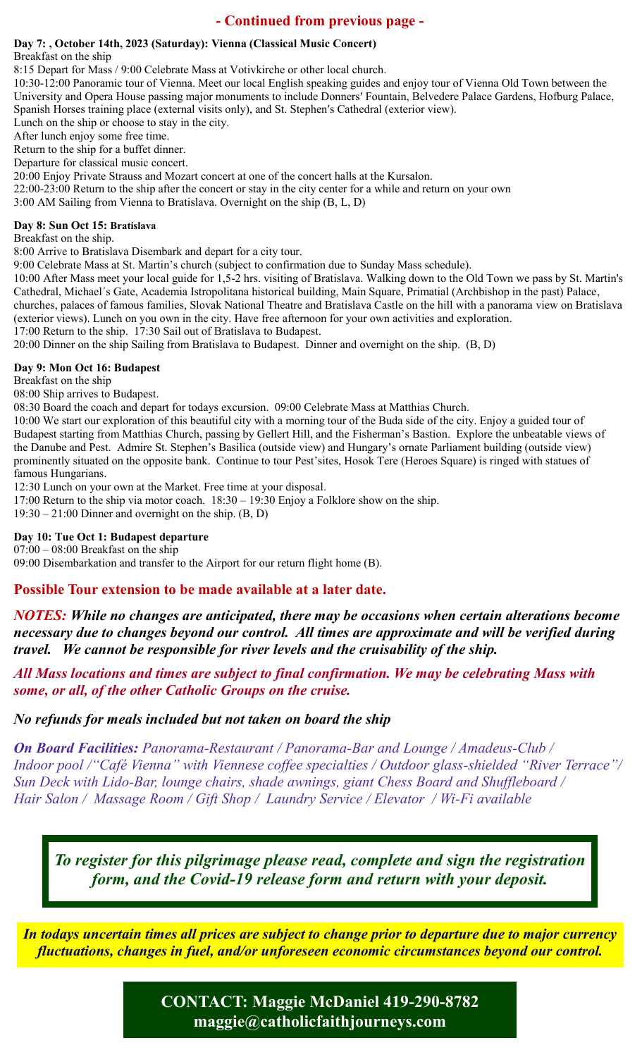## - Continued from previous page -

**Day 7: , October 14th, 2023 (Saturday): Vienna (Classical Music Concert)**

Breakfast on the ship

8:15 Depart for Mass / 9:00 Celebrate Mass at Votivkirche or other local church.

10:30-12:00 Panoramic tour of Vienna. Meet our local English speaking guides and enjoy tour of Vienna Old Town between the University and Opera House passing major monuments to include Donners′ Fountain, Belvedere Palace Gardens, Hofburg Palace, Spanish Horses training place (external visits only), and St. Stephen′s Cathedral (exterior view).

Lunch on the ship or choose to stay in the city.

After lunch enjoy some free time.

Return to the ship for a buffet dinner.

Departure for classical music concert.

20:00 Enjoy Private Strauss and Mozart concert at one of the concert halls at the Kursalon.

22:00-23:00 Return to the ship after the concert or stay in the city center for a while and return on your own

3:00 AM Sailing from Vienna to Bratislava. Overnight on the ship (B, L, D)

**Day 8: Sun Oct 15: Bratislava**

Breakfast on the ship.

8:00 Arrive to Bratislava Disembark and depart for a city tour.

9:00 Celebrate Mass at St. Martin's church (subject to confirmation due to Sunday Mass schedule).

10:00 After Mass meet your local guide for 1,5-2 hrs. visiting of Bratislava. Walking down to the Old Town we pass by St. Martin's Cathedral, Michael´s Gate, Academia Istropolitana historical building, Main Square, Primatial (Archbishop in the past) Palace, churches, palaces of famous families, Slovak National Theatre and Bratislava Castle on the hill with a panorama view on Bratislava (exterior views). Lunch on you own in the city. Have free afternoon for your own activities and exploration.

17:00 Return to the ship. 17:30 Sail out of Bratislava to Budapest.

20:00 Dinner on the ship Sailing from Bratislava to Budapest. Dinner and overnight on the ship. (B, D)

**Day 9: Mon Oct 16: Budapest**

Breakfast on the ship

08:00 Ship arrives to Budapest.

08:30 Board the coach and depart for todays excursion. 09:00 Celebrate Mass at Matthias Church.

10:00 We start our exploration of this beautiful city with a morning tour of the Buda side of the city. Enjoy a guided tour of Budapest starting from Matthias Church, passing by Gellert Hill, and the Fisherman's Bastion. Explore the unbeatable views of the Danube and Pest. Admire St. Stephen's Basilica (outside view) and Hungary's ornate Parliament building (outside view) prominently situated on the opposite bank. Continue to tour Pest'sites, Hosok Tere (Heroes Square) is ringed with statues of famous Hungarians.

12:30 Lunch on your own at the Market. Free time at your disposal.

17:00 Return to the ship via motor coach. 18:30 – 19:30 Enjoy a Folklore show on the ship.

19:30 – 21:00 Dinner and overnight on the ship. (B, D)

**Day 10: Tue Oct 1: Budapest departure**

07:00 – 08:00 Breakfast on the ship

09:00 Disembarkation and transfer to the Airport for our return flight home (B).

**Possible Tour extension to be made available at a later date.**

***NOTES:** While no changes are anticipated, there may be occasions when certain alterations become necessary due to changes beyond our control. All times are approximate and will be verified during travel. We cannot be responsible for river levels and the cruisability of the ship.*

***All Mass locations and times are subject to final confirmation. We may be celebrating Mass with some, or all, of the other Catholic Groups on the cruise.***

***No refunds for meals included but not taken on board the ship***

***On Board Facilities:** Panorama-Restaurant / Panorama-Bar and Lounge / Amadeus-Club / Indoor pool /"Café Vienna" with Viennese coffee specialties / Outdoor glass-shielded "River Terrace"/ Sun Deck with Lido-Bar, lounge chairs, shade awnings, giant Chess Board and Shuffleboard / Hair Salon / Massage Room / Gift Shop / Laundry Service / Elevator / Wi-Fi available*

*To register for this pilgrimage please read, complete and sign the registration form, and the Covid-19 release form and return with your deposit.*

***In todays uncertain times all prices are subject to change prior to departure due to major currency fluctuations, changes in fuel, and/or unforeseen economic circumstances beyond our control.***

**CONTACT: Maggie McDaniel 419-290-8782**
**maggie@catholicfaithjourneys.com**